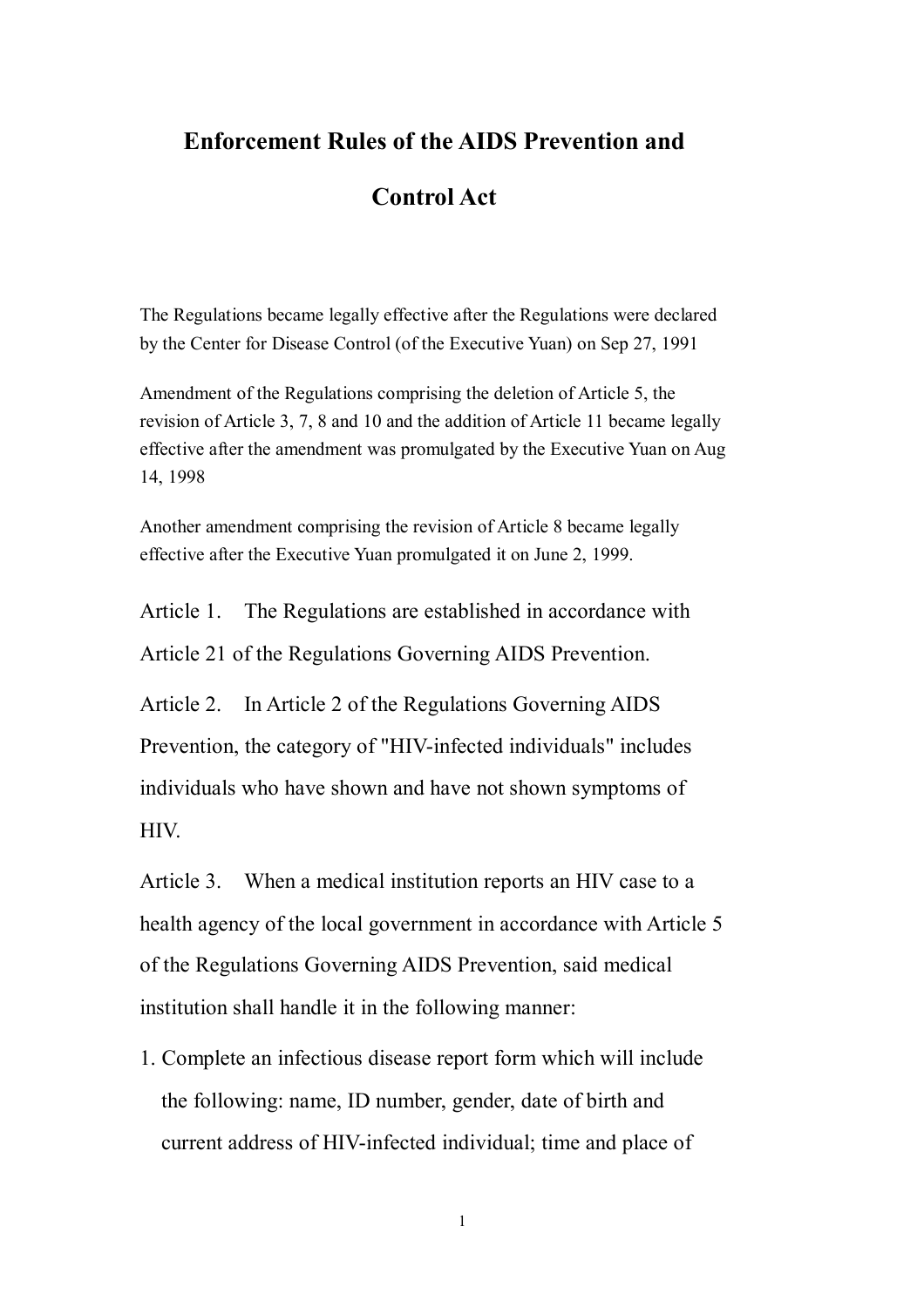# Enforcement Rules of the AIDS Prevention and Control Act

The Regulations became legally effective after the Regulations were declared by the Center for Disease Control (of the Executive Yuan) on Sep 27, 1991

Amendment of the Regulations comprising the deletion of Article 5, the revision of Article 3, 7, 8 and 10 and the addition of Article 11 became legally effective after the amendment was promulgated by the Executive Yuan on Aug 14, 1998

Another amendment comprising the revision of Article 8 became legally effective after the Executive Yuan promulgated it on June 2, 1999.

Article 1. The Regulations are established in accordance with Article 21 of the Regulations Governing AIDS Prevention.

Article 2. In Article 2 of the Regulations Governing AIDS Prevention, the category of "HIV-infected individuals" includes individuals who have shown and have not shown symptoms of HIV.

Article 3. When a medical institution reports an HIV case to a health agency of the local government in accordance with Article 5 of the Regulations Governing AIDS Prevention, said medical institution shall handle it in the following manner:

1. Complete an infectious disease report form which will include the following: name, ID number, gender, date of birth and current address of HIV-infected individual; time and place of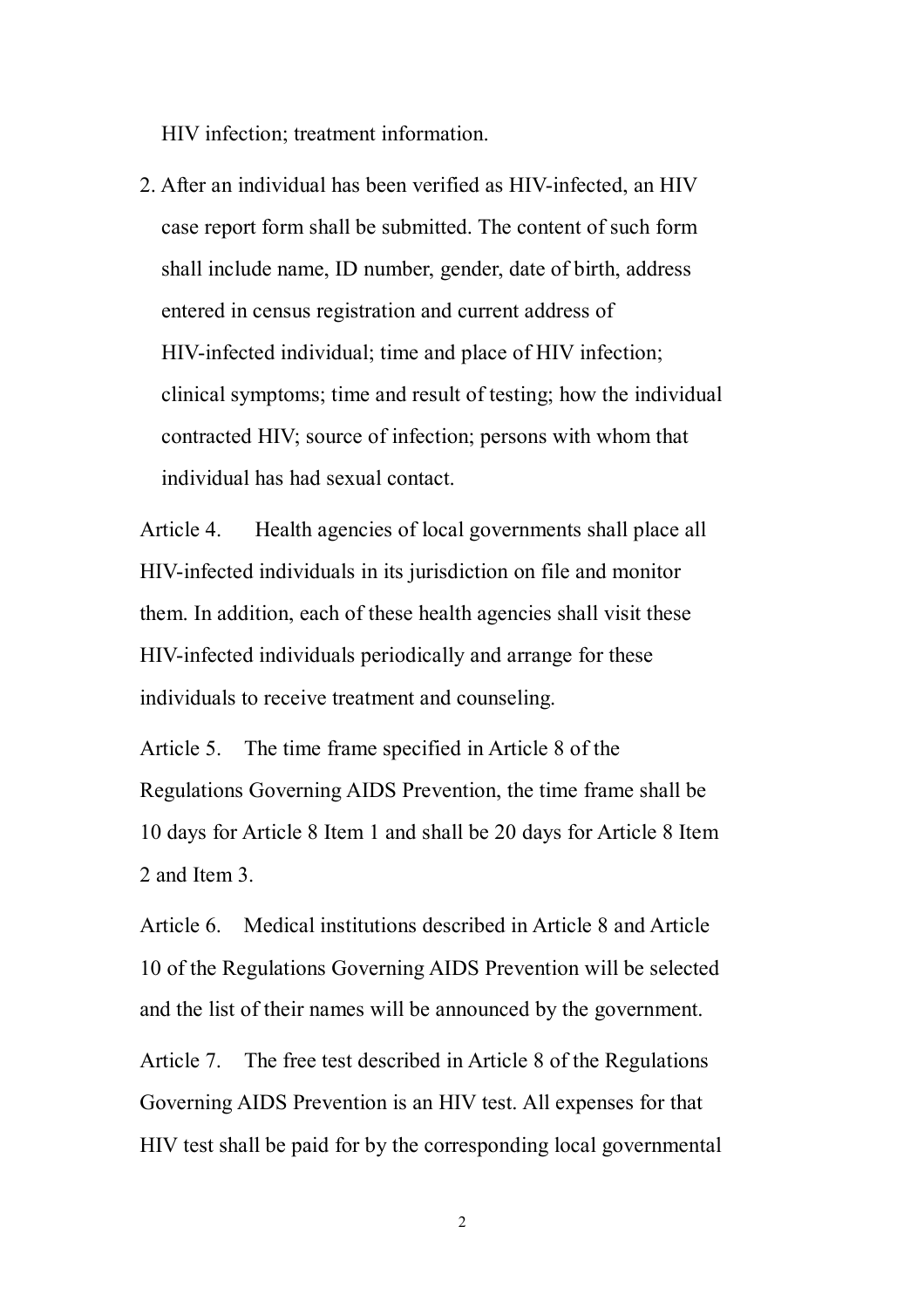HIV infection; treatment information.

2. After an individual has been verified as HIV-infected, an HIV case report form shall be submitted. The content of such form shall include name, ID number, gender, date of birth, address entered in census registration and current address of HIV-infected individual; time and place of HIV infection; clinical symptoms; time and result of testing; how the individual contracted HIV; source of infection; persons with whom that individual has had sexual contact.

Article 4. Health agencies of local governments shall place all HIV-infected individuals in its jurisdiction on file and monitor them. In addition, each of these health agencies shall visit these HIV-infected individuals periodically and arrange for these individuals to receive treatment and counseling.

Article 5. The time frame specified in Article 8 of the Regulations Governing AIDS Prevention, the time frame shall be 10 days for Article 8 Item 1 and shall be 20 days for Article 8 Item 2 and Item 3.

Article 6. Medical institutions described in Article 8 and Article 10 of the Regulations Governing AIDS Prevention will be selected and the list of their names will be announced by the government.

Article 7. The free test described in Article 8 of the Regulations Governing AIDS Prevention is an HIV test. All expenses for that HIV test shall be paid for by the corresponding local governmental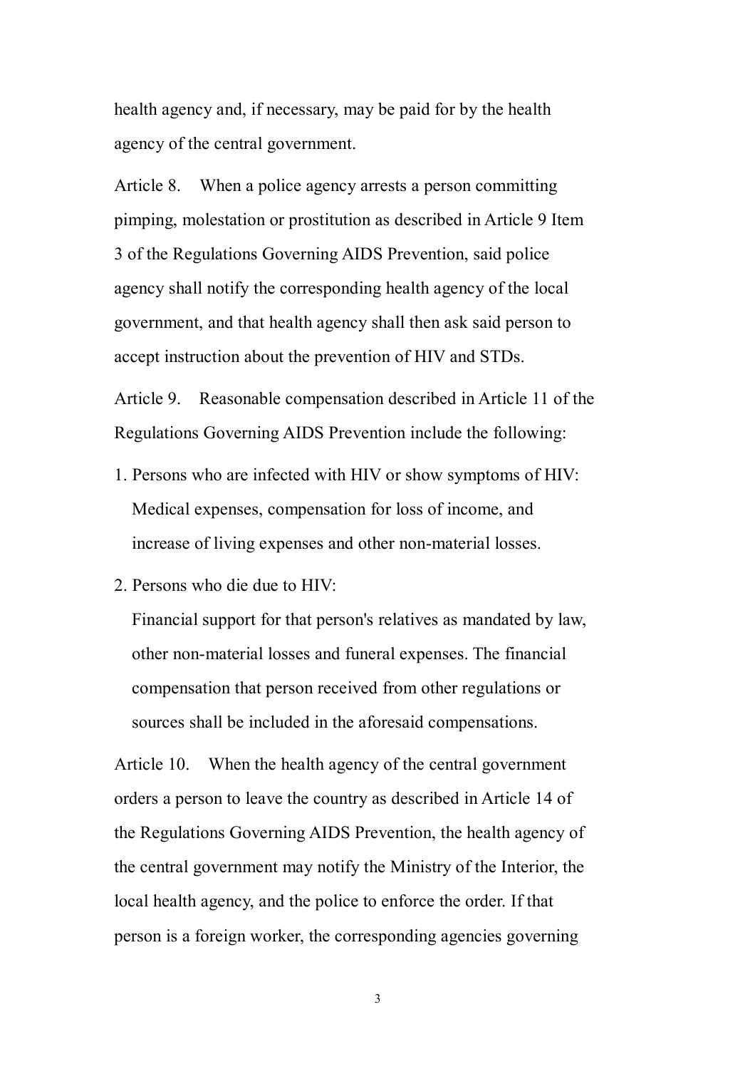health agency and, if necessary, may be paid for by the health agency of the central government.

Article 8. When a police agency arrests a person committing pimping, molestation or prostitution as described in Article 9 Item 3 of the Regulations Governing AIDS Prevention, said police agency shall notify the corresponding health agency of the local government, and that health agency shall then ask said person to accept instruction about the prevention of HIV and STDs.

Article 9. Reasonable compensation described in Article 11 of the Regulations Governing AIDS Prevention include the following:

1. Persons who are infected with HIV or show symptoms of HIV: Medical expenses, compensation for loss of income, and increase of living expenses and other non-material losses.
2. Persons who die due to HIV:
   Financial support for that person's relatives as mandated by law, other non-material losses and funeral expenses. The financial compensation that person received from other regulations or sources shall be included in the aforesaid compensations.

Article 10. When the health agency of the central government orders a person to leave the country as described in Article 14 of the Regulations Governing AIDS Prevention, the health agency of the central government may notify the Ministry of the Interior, the local health agency, and the police to enforce the order. If that person is a foreign worker, the corresponding agencies governing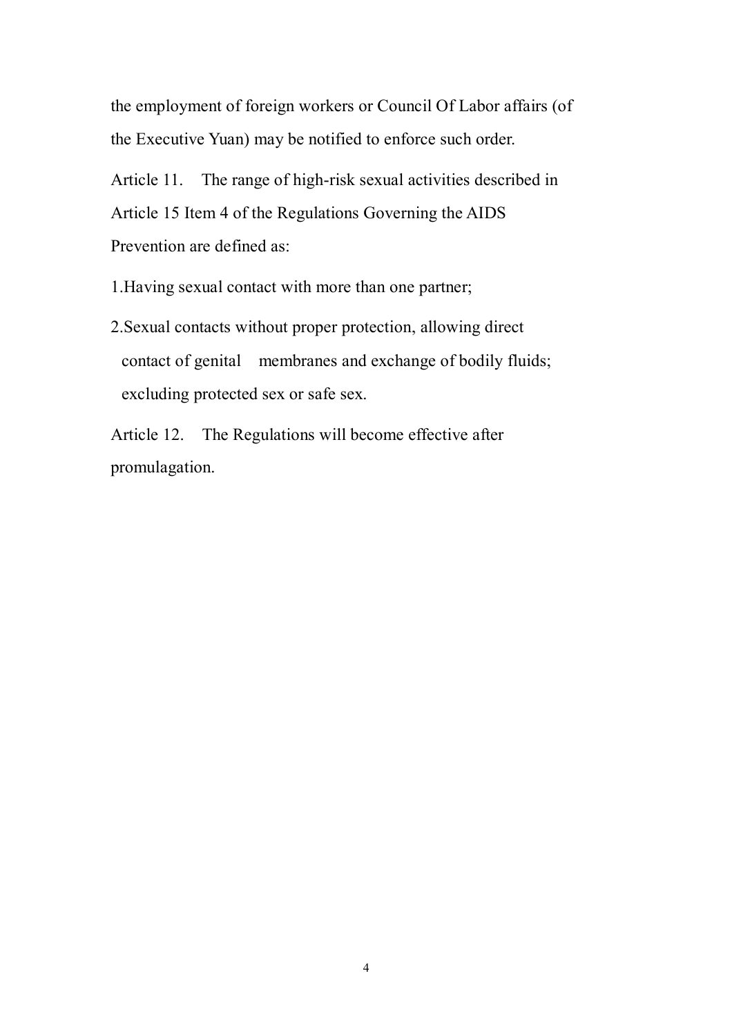the employment of foreign workers or Council Of Labor affairs (of the Executive Yuan) may be notified to enforce such order.

Article 11. The range of high-risk sexual activities described in Article 15 Item 4 of the Regulations Governing the AIDS Prevention are defined as:

1.Having sexual contact with more than one partner;

2.Sexual contacts without proper protection, allowing direct contact of genital membranes and exchange of bodily fluids; excluding protected sex or safe sex.

Article 12. The Regulations will become effective after promulagation.